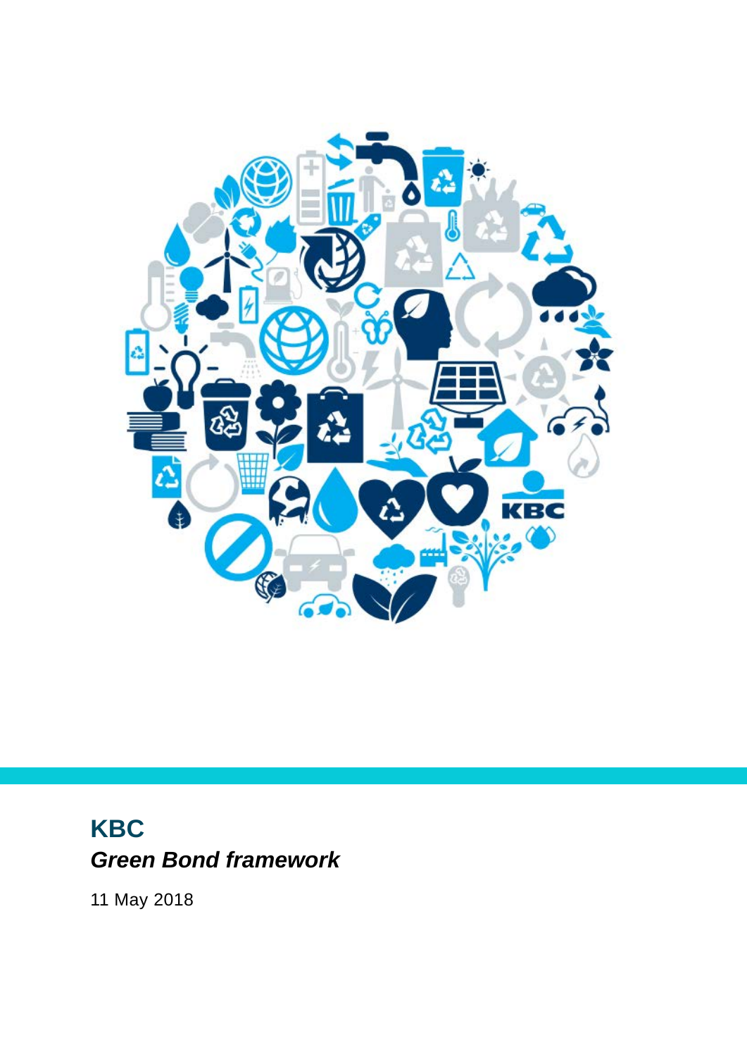# KBC

## *Green Bond framework*

11 May 2018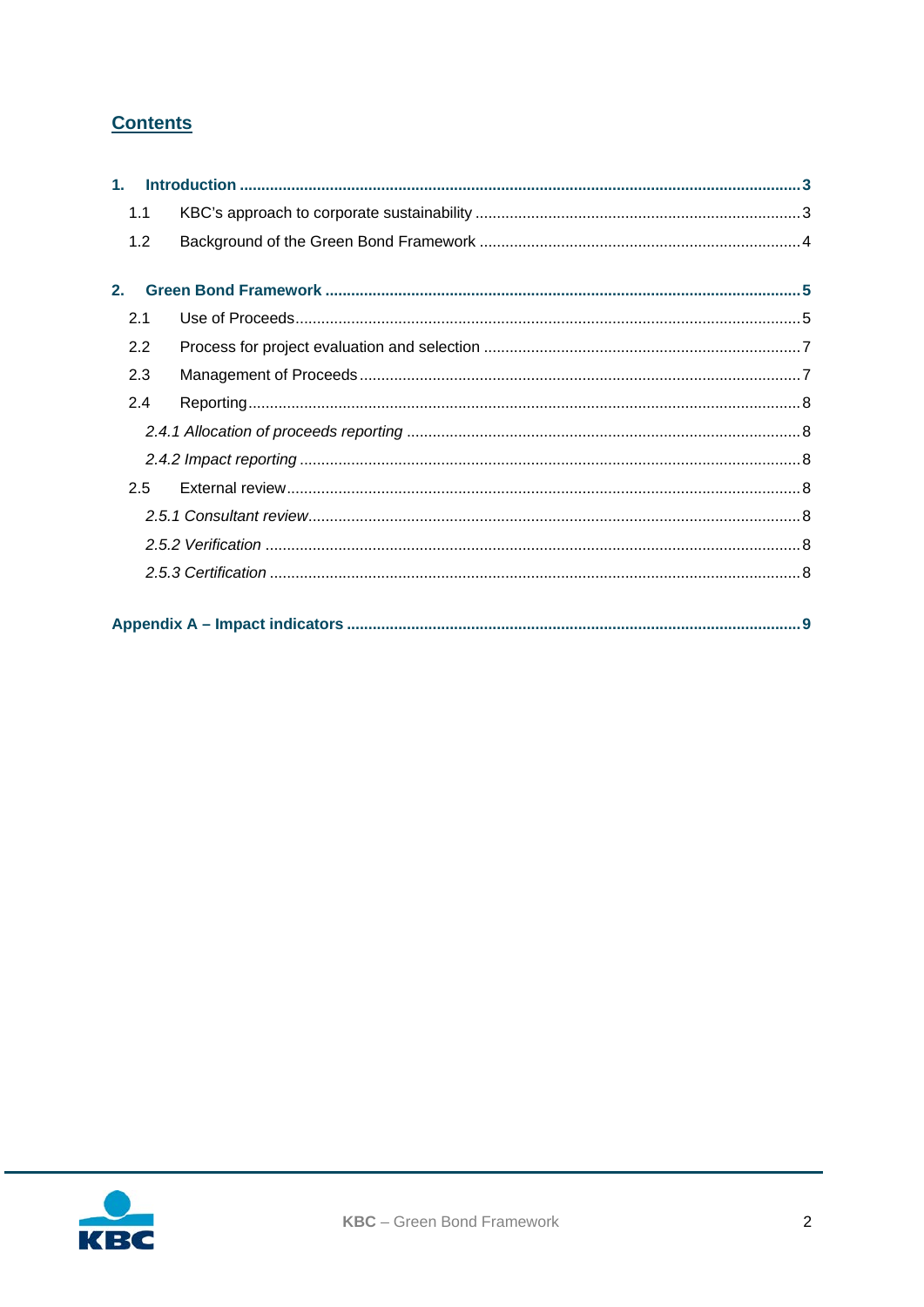## Contents

**1. Introduction ..... 3**

- 1.1 KBC's approach to corporate sustainability ..... 3
- 1.2 Background of the Green Bond Framework ..... 4

**2. Green Bond Framework ..... 5**

- 2.1 Use of Proceeds ..... 5
- 2.2 Process for project evaluation and selection ..... 7
- 2.3 Management of Proceeds ..... 7
- 2.4 Reporting ..... 8
  - *2.4.1 Allocation of proceeds reporting* ..... 8
  - *2.4.2 Impact reporting* ..... 8
- 2.5 External review ..... 8
  - *2.5.1 Consultant review* ..... 8
  - *2.5.2 Verification* ..... 8
  - *2.5.3 Certification* ..... 8

**Appendix A – Impact indicators ..... 9**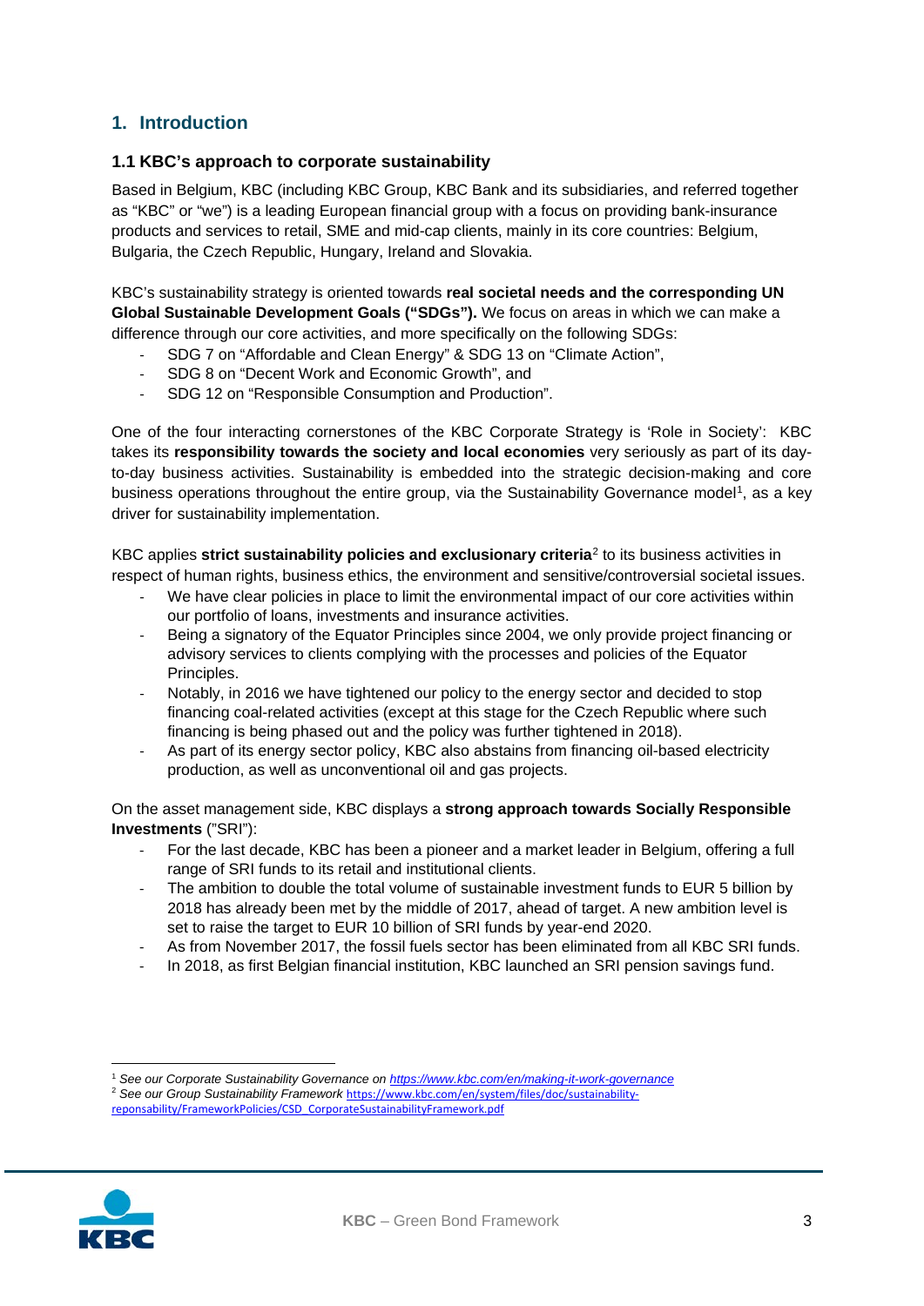## 1. Introduction

### 1.1 KBC's approach to corporate sustainability

Based in Belgium, KBC (including KBC Group, KBC Bank and its subsidiaries, and referred together as "KBC" or "we") is a leading European financial group with a focus on providing bank-insurance products and services to retail, SME and mid-cap clients, mainly in its core countries: Belgium, Bulgaria, the Czech Republic, Hungary, Ireland and Slovakia.

KBC's sustainability strategy is oriented towards **real societal needs and the corresponding UN Global Sustainable Development Goals ("SDGs").** We focus on areas in which we can make a difference through our core activities, and more specifically on the following SDGs:

- SDG 7 on "Affordable and Clean Energy" & SDG 13 on "Climate Action",
- SDG 8 on "Decent Work and Economic Growth", and
- SDG 12 on "Responsible Consumption and Production".

One of the four interacting cornerstones of the KBC Corporate Strategy is 'Role in Society': KBC takes its **responsibility towards the society and local economies** very seriously as part of its day-to-day business activities. Sustainability is embedded into the strategic decision-making and core business operations throughout the entire group, via the Sustainability Governance model[1], as a key driver for sustainability implementation.

KBC applies **strict sustainability policies and exclusionary criteria**[2] to its business activities in respect of human rights, business ethics, the environment and sensitive/controversial societal issues.

- We have clear policies in place to limit the environmental impact of our core activities within our portfolio of loans, investments and insurance activities.
- Being a signatory of the Equator Principles since 2004, we only provide project financing or advisory services to clients complying with the processes and policies of the Equator Principles.
- Notably, in 2016 we have tightened our policy to the energy sector and decided to stop financing coal-related activities (except at this stage for the Czech Republic where such financing is being phased out and the policy was further tightened in 2018).
- As part of its energy sector policy, KBC also abstains from financing oil-based electricity production, as well as unconventional oil and gas projects.

On the asset management side, KBC displays a **strong approach towards Socially Responsible Investments** ("SRI"):

- For the last decade, KBC has been a pioneer and a market leader in Belgium, offering a full range of SRI funds to its retail and institutional clients.
- The ambition to double the total volume of sustainable investment funds to EUR 5 billion by 2018 has already been met by the middle of 2017, ahead of target. A new ambition level is set to raise the target to EUR 10 billion of SRI funds by year-end 2020.
- As from November 2017, the fossil fuels sector has been eliminated from all KBC SRI funds.
- In 2018, as first Belgian financial institution, KBC launched an SRI pension savings fund.

---

[1] *See our Corporate Sustainability Governance on https://www.kbc.com/en/making-it-work-governance*

[2] *See our Group Sustainability Framework* https://www.kbc.com/en/system/files/doc/sustainability-reponsability/FrameworkPolicies/CSD_CorporateSustainabilityFramework.pdf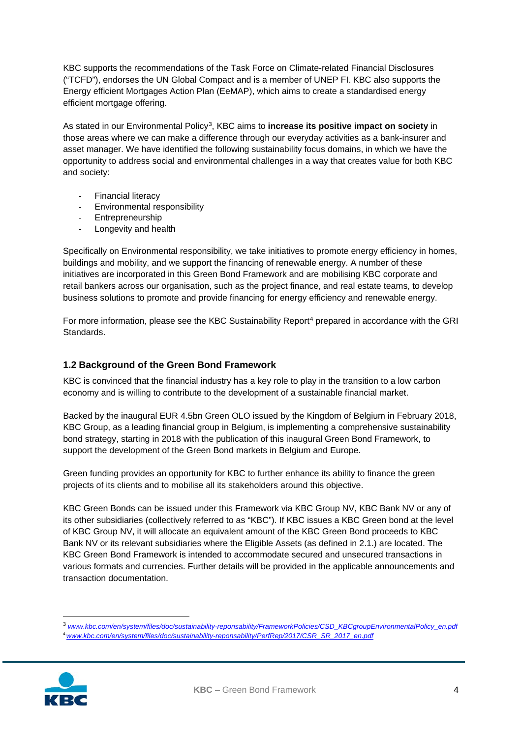KBC supports the recommendations of the Task Force on Climate-related Financial Disclosures ("TCFD"), endorses the UN Global Compact and is a member of UNEP FI. KBC also supports the Energy efficient Mortgages Action Plan (EeMAP), which aims to create a standardised energy efficient mortgage offering.

As stated in our Environmental Policy[3], KBC aims to **increase its positive impact on society** in those areas where we can make a difference through our everyday activities as a bank-insurer and asset manager. We have identified the following sustainability focus domains, in which we have the opportunity to address social and environmental challenges in a way that creates value for both KBC and society:

- Financial literacy
- Environmental responsibility
- Entrepreneurship
- Longevity and health

Specifically on Environmental responsibility, we take initiatives to promote energy efficiency in homes, buildings and mobility, and we support the financing of renewable energy. A number of these initiatives are incorporated in this Green Bond Framework and are mobilising KBC corporate and retail bankers across our organisation, such as the project finance, and real estate teams, to develop business solutions to promote and provide financing for energy efficiency and renewable energy.

For more information, please see the KBC Sustainability Report[4] prepared in accordance with the GRI Standards.

## 1.2 Background of the Green Bond Framework

KBC is convinced that the financial industry has a key role to play in the transition to a low carbon economy and is willing to contribute to the development of a sustainable financial market.

Backed by the inaugural EUR 4.5bn Green OLO issued by the Kingdom of Belgium in February 2018, KBC Group, as a leading financial group in Belgium, is implementing a comprehensive sustainability bond strategy, starting in 2018 with the publication of this inaugural Green Bond Framework, to support the development of the Green Bond markets in Belgium and Europe.

Green funding provides an opportunity for KBC to further enhance its ability to finance the green projects of its clients and to mobilise all its stakeholders around this objective.

KBC Green Bonds can be issued under this Framework via KBC Group NV, KBC Bank NV or any of its other subsidiaries (collectively referred to as "KBC"). If KBC issues a KBC Green bond at the level of KBC Group NV, it will allocate an equivalent amount of the KBC Green Bond proceeds to KBC Bank NV or its relevant subsidiaries where the Eligible Assets (as defined in 2.1.) are located. The KBC Green Bond Framework is intended to accommodate secured and unsecured transactions in various formats and currencies. Further details will be provided in the applicable announcements and transaction documentation.

[3] *www.kbc.com/en/system/files/doc/sustainability-reponsability/FrameworkPolicies/CSD_KBCgroupEnvironmentalPolicy_en.pdf*
[4] *www.kbc.com/en/system/files/doc/sustainability-reponsability/PerfRep/2017/CSR_SR_2017_en.pdf*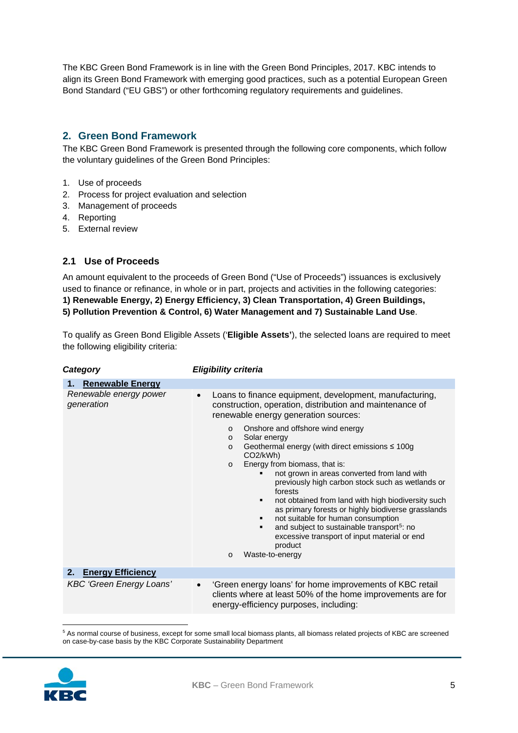The KBC Green Bond Framework is in line with the Green Bond Principles, 2017. KBC intends to align its Green Bond Framework with emerging good practices, such as a potential European Green Bond Standard ("EU GBS") or other forthcoming regulatory requirements and guidelines.

## 2. Green Bond Framework

The KBC Green Bond Framework is presented through the following core components, which follow the voluntary guidelines of the Green Bond Principles:

1. Use of proceeds
2. Process for project evaluation and selection
3. Management of proceeds
4. Reporting
5. External review

### 2.1 Use of Proceeds

An amount equivalent to the proceeds of Green Bond ("Use of Proceeds") issuances is exclusively used to finance or refinance, in whole or in part, projects and activities in the following categories: **1) Renewable Energy, 2) Energy Efficiency, 3) Clean Transportation, 4) Green Buildings, 5) Pollution Prevention & Control, 6) Water Management and 7) Sustainable Land Use**.

To qualify as Green Bond Eligible Assets ('**Eligible Assets'**), the selected loans are required to meet the following eligibility criteria:

| *Category* | *Eligibility criteria* |
|---|---|
| **1. Renewable Energy** | |
| *Renewable energy power generation* | • Loans to finance equipment, development, manufacturing, construction, operation, distribution and maintenance of renewable energy generation sources:<br>o Onshore and offshore wind energy<br>o Solar energy<br>o Geothermal energy (with direct emissions ≤ 100g $CO_2$/kWh)<br>o Energy from biomass, that is:<br>▪ not grown in areas converted from land with previously high carbon stock such as wetlands or forests<br>▪ not obtained from land with high biodiversity such as primary forests or highly biodiverse grasslands<br>▪ not suitable for human consumption<br>▪ and subject to sustainable transport[5]: no excessive transport of input material or end product<br>o Waste-to-energy |
| **2. Energy Efficiency** | |
| *KBC 'Green Energy Loans'* | • 'Green energy loans' for home improvements of KBC retail clients where at least 50% of the home improvements are for energy-efficiency purposes, including: |

[5] As normal course of business, except for some small local biomass plants, all biomass related projects of KBC are screened on case-by-case basis by the KBC Corporate Sustainability Department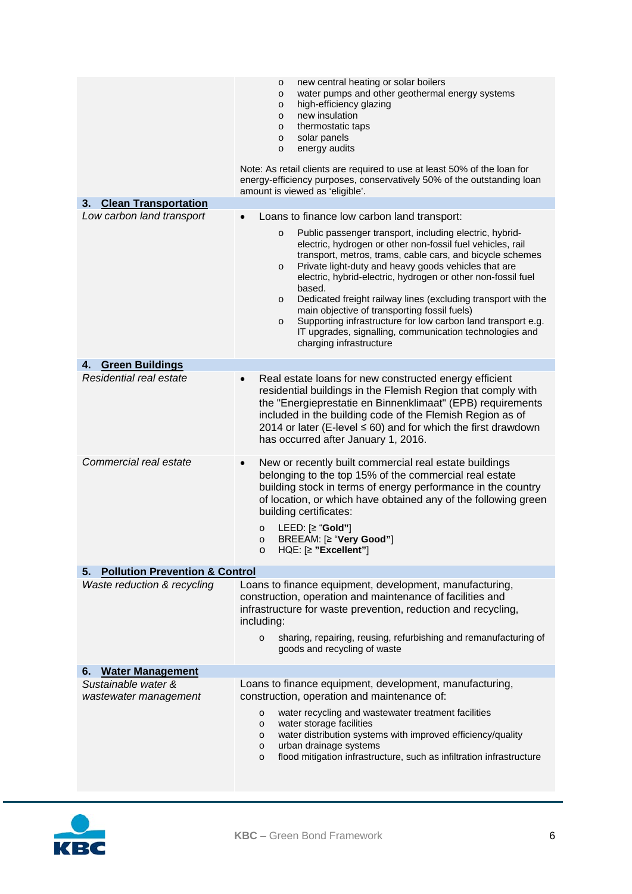| | |
|---|---|
| | o new central heating or solar boilers<br>o water pumps and other geothermal energy systems<br>o high-efficiency glazing<br>o new insulation<br>o thermostatic taps<br>o solar panels<br>o energy audits<br><br>Note: As retail clients are required to use at least 50% of the loan for energy-efficiency purposes, conservatively 50% of the outstanding loan amount is viewed as 'eligible'. |
| **3. Clean Transportation** | |
| *Low carbon land transport* | • Loans to finance low carbon land transport:<br>o Public passenger transport, including electric, hybrid-electric, hydrogen or other non-fossil fuel vehicles, rail transport, metros, trams, cable cars, and bicycle schemes<br>o Private light-duty and heavy goods vehicles that are electric, hybrid-electric, hydrogen or other non-fossil fuel based.<br>o Dedicated freight railway lines (excluding transport with the main objective of transporting fossil fuels)<br>o Supporting infrastructure for low carbon land transport e.g. IT upgrades, signalling, communication technologies and charging infrastructure |
| **4. Green Buildings** | |
| *Residential real estate* | • Real estate loans for new constructed energy efficient residential buildings in the Flemish Region that comply with the "Energieprestatie en Binnenklimaat" (EPB) requirements included in the building code of the Flemish Region as of 2014 or later (E-level ≤ 60) and for which the first drawdown has occurred after January 1, 2016. |
| *Commercial real estate* | • New or recently built commercial real estate buildings belonging to the top 15% of the commercial real estate building stock in terms of energy performance in the country of location, or which have obtained any of the following green building certificates:<br>o LEED: [≥ "**Gold"**]<br>o BREEAM: [≥ "**Very Good"**]<br>o HQE: [≥ **"Excellent"**] |
| **5. Pollution Prevention & Control** | |
| *Waste reduction & recycling* | Loans to finance equipment, development, manufacturing, construction, operation and maintenance of facilities and infrastructure for waste prevention, reduction and recycling, including:<br>o sharing, repairing, reusing, refurbishing and remanufacturing of goods and recycling of waste |
| **6. Water Management** | |
| *Sustainable water & wastewater management* | Loans to finance equipment, development, manufacturing, construction, operation and maintenance of:<br>o water recycling and wastewater treatment facilities<br>o water storage facilities<br>o water distribution systems with improved efficiency/quality<br>o urban drainage systems<br>o flood mitigation infrastructure, such as infiltration infrastructure |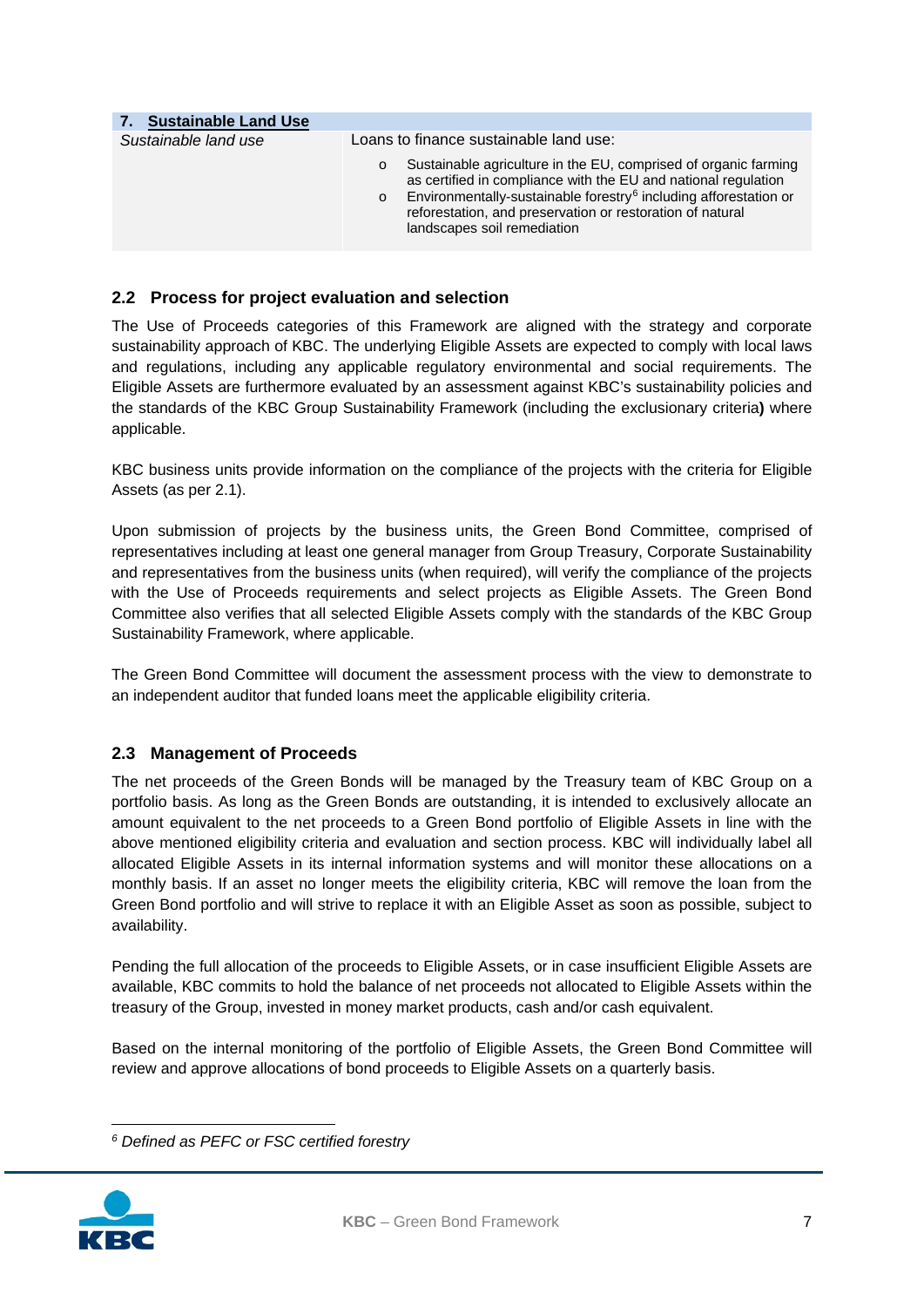| **7. Sustainable Land Use** | |
|---|---|
| *Sustainable land use* | Loans to finance sustainable land use: <br> o Sustainable agriculture in the EU, comprised of organic farming as certified in compliance with the EU and national regulation <br> o Environmentally-sustainable forestry[6] including afforestation or reforestation, and preservation or restoration of natural landscapes soil remediation |

## 2.2 Process for project evaluation and selection

The Use of Proceeds categories of this Framework are aligned with the strategy and corporate sustainability approach of KBC. The underlying Eligible Assets are expected to comply with local laws and regulations, including any applicable regulatory environmental and social requirements. The Eligible Assets are furthermore evaluated by an assessment against KBC's sustainability policies and the standards of the KBC Group Sustainability Framework (including the exclusionary criteria**)** where applicable.

KBC business units provide information on the compliance of the projects with the criteria for Eligible Assets (as per 2.1).

Upon submission of projects by the business units, the Green Bond Committee, comprised of representatives including at least one general manager from Group Treasury, Corporate Sustainability and representatives from the business units (when required), will verify the compliance of the projects with the Use of Proceeds requirements and select projects as Eligible Assets. The Green Bond Committee also verifies that all selected Eligible Assets comply with the standards of the KBC Group Sustainability Framework, where applicable.

The Green Bond Committee will document the assessment process with the view to demonstrate to an independent auditor that funded loans meet the applicable eligibility criteria.

## 2.3 Management of Proceeds

The net proceeds of the Green Bonds will be managed by the Treasury team of KBC Group on a portfolio basis. As long as the Green Bonds are outstanding, it is intended to exclusively allocate an amount equivalent to the net proceeds to a Green Bond portfolio of Eligible Assets in line with the above mentioned eligibility criteria and evaluation and section process. KBC will individually label all allocated Eligible Assets in its internal information systems and will monitor these allocations on a monthly basis. If an asset no longer meets the eligibility criteria, KBC will remove the loan from the Green Bond portfolio and will strive to replace it with an Eligible Asset as soon as possible, subject to availability.

Pending the full allocation of the proceeds to Eligible Assets, or in case insufficient Eligible Assets are available, KBC commits to hold the balance of net proceeds not allocated to Eligible Assets within the treasury of the Group, invested in money market products, cash and/or cash equivalent.

Based on the internal monitoring of the portfolio of Eligible Assets, the Green Bond Committee will review and approve allocations of bond proceeds to Eligible Assets on a quarterly basis.

[6] *Defined as PEFC or FSC certified forestry*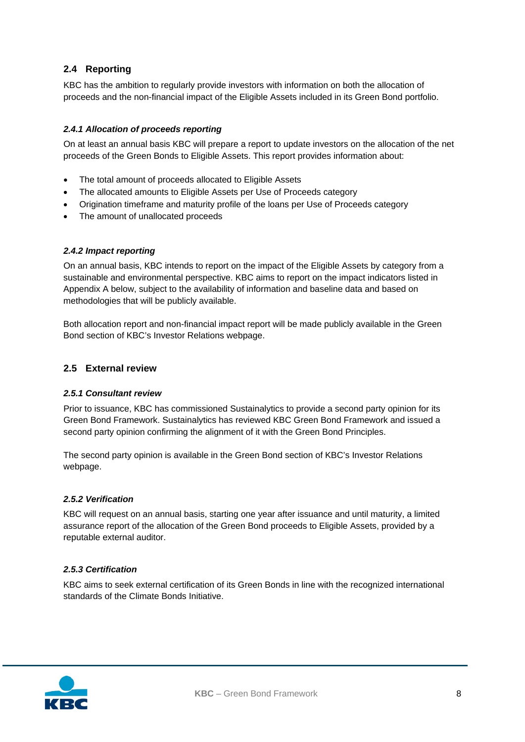## 2.4 Reporting

KBC has the ambition to regularly provide investors with information on both the allocation of proceeds and the non-financial impact of the Eligible Assets included in its Green Bond portfolio.

### *2.4.1 Allocation of proceeds reporting*

On at least an annual basis KBC will prepare a report to update investors on the allocation of the net proceeds of the Green Bonds to Eligible Assets. This report provides information about:

- The total amount of proceeds allocated to Eligible Assets
- The allocated amounts to Eligible Assets per Use of Proceeds category
- Origination timeframe and maturity profile of the loans per Use of Proceeds category
- The amount of unallocated proceeds

### *2.4.2 Impact reporting*

On an annual basis, KBC intends to report on the impact of the Eligible Assets by category from a sustainable and environmental perspective. KBC aims to report on the impact indicators listed in Appendix A below, subject to the availability of information and baseline data and based on methodologies that will be publicly available.

Both allocation report and non-financial impact report will be made publicly available in the Green Bond section of KBC's Investor Relations webpage.

## 2.5 External review

### *2.5.1 Consultant review*

Prior to issuance, KBC has commissioned Sustainalytics to provide a second party opinion for its Green Bond Framework. Sustainalytics has reviewed KBC Green Bond Framework and issued a second party opinion confirming the alignment of it with the Green Bond Principles.

The second party opinion is available in the Green Bond section of KBC's Investor Relations webpage.

### *2.5.2 Verification*

KBC will request on an annual basis, starting one year after issuance and until maturity, a limited assurance report of the allocation of the Green Bond proceeds to Eligible Assets, provided by a reputable external auditor.

### *2.5.3 Certification*

KBC aims to seek external certification of its Green Bonds in line with the recognized international standards of the Climate Bonds Initiative.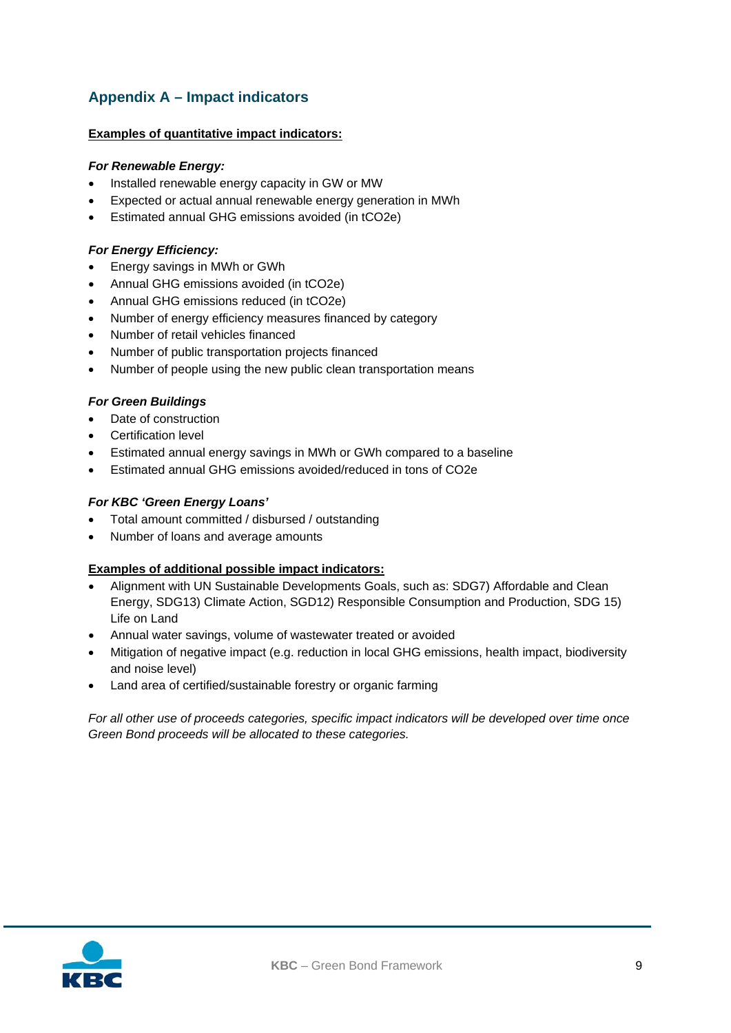## Appendix A – Impact indicators

**Examples of quantitative impact indicators:**

***For Renewable Energy:***

- Installed renewable energy capacity in GW or MW
- Expected or actual annual renewable energy generation in MWh
- Estimated annual GHG emissions avoided (in $tCO_2e$)

***For Energy Efficiency:***

- Energy savings in MWh or GWh
- Annual GHG emissions avoided (in $tCO_2e$)
- Annual GHG emissions reduced (in $tCO_2e$)
- Number of energy efficiency measures financed by category
- Number of retail vehicles financed
- Number of public transportation projects financed
- Number of people using the new public clean transportation means

***For Green Buildings***

- Date of construction
- Certification level
- Estimated annual energy savings in MWh or GWh compared to a baseline
- Estimated annual GHG emissions avoided/reduced in tons of $CO_2e$

***For KBC 'Green Energy Loans'***

- Total amount committed / disbursed / outstanding
- Number of loans and average amounts

**Examples of additional possible impact indicators:**

- Alignment with UN Sustainable Developments Goals, such as: SDG7) Affordable and Clean Energy, SDG13) Climate Action, SGD12) Responsible Consumption and Production, SDG 15) Life on Land
- Annual water savings, volume of wastewater treated or avoided
- Mitigation of negative impact (e.g. reduction in local GHG emissions, health impact, biodiversity and noise level)
- Land area of certified/sustainable forestry or organic farming

*For all other use of proceeds categories, specific impact indicators will be developed over time once Green Bond proceeds will be allocated to these categories.*